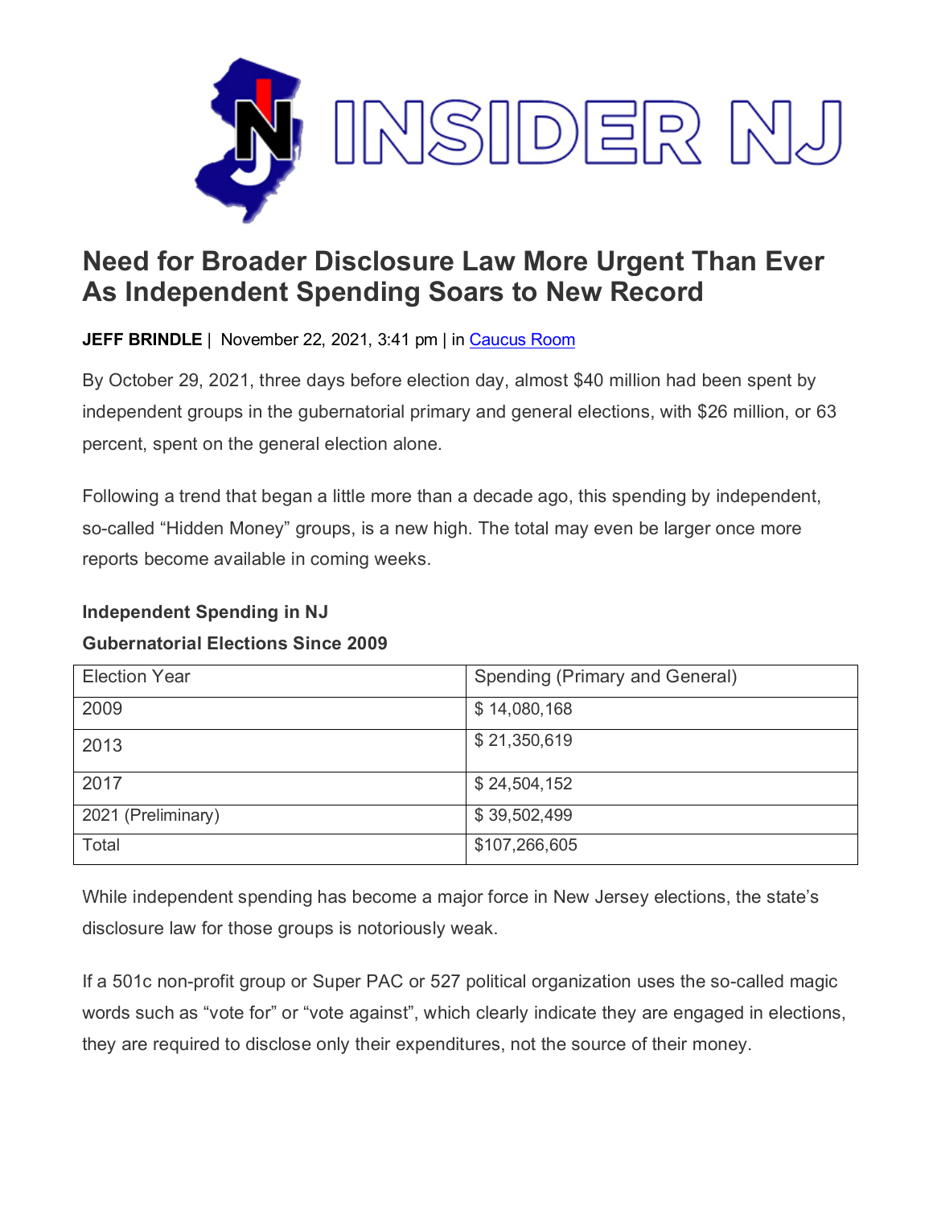# INSIDER NJ

## Need for Broader Disclosure Law More Urgent Than Ever As Independent Spending Soars to New Record

**JEFF BRINDLE** | November 22, 2021, 3:41 pm | in Caucus Room

By October 29, 2021, three days before election day, almost $40 million had been spent by independent groups in the gubernatorial primary and general elections, with $26 million, or 63 percent, spent on the general election alone.

Following a trend that began a little more than a decade ago, this spending by independent, so-called "Hidden Money" groups, is a new high. The total may even be larger once more reports become available in coming weeks.

**Independent Spending in NJ**
**Gubernatorial Elections Since 2009**

| Election Year | Spending (Primary and General) |
|---|---|
| 2009 | $ 14,080,168 |
| 2013 | $ 21,350,619 |
| 2017 | $ 24,504,152 |
| 2021 (Preliminary) | $ 39,502,499 |
| Total | $107,266,605 |

While independent spending has become a major force in New Jersey elections, the state's disclosure law for those groups is notoriously weak.

If a 501c non-profit group or Super PAC or 527 political organization uses the so-called magic words such as "vote for" or "vote against", which clearly indicate they are engaged in elections, they are required to disclose only their expenditures, not the source of their money.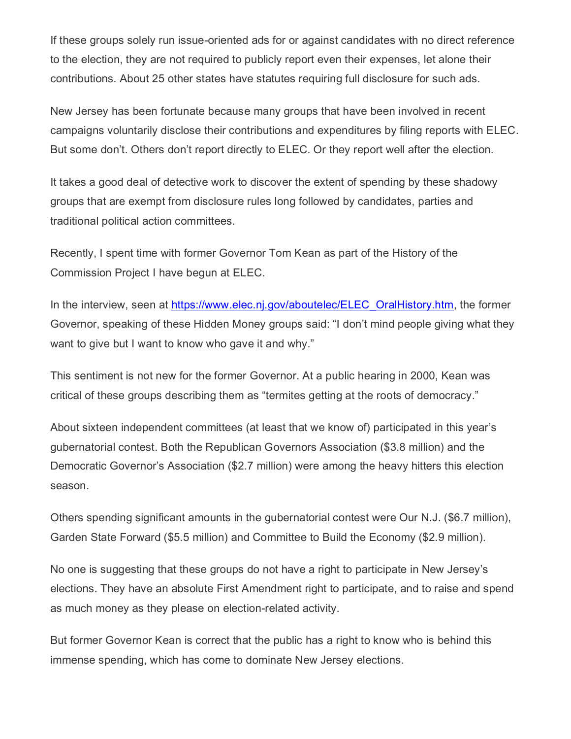If these groups solely run issue-oriented ads for or against candidates with no direct reference to the election, they are not required to publicly report even their expenses, let alone their contributions. About 25 other states have statutes requiring full disclosure for such ads.

New Jersey has been fortunate because many groups that have been involved in recent campaigns voluntarily disclose their contributions and expenditures by filing reports with ELEC. But some don't. Others don't report directly to ELEC. Or they report well after the election.

It takes a good deal of detective work to discover the extent of spending by these shadowy groups that are exempt from disclosure rules long followed by candidates, parties and traditional political action committees.

Recently, I spent time with former Governor Tom Kean as part of the History of the Commission Project I have begun at ELEC.

In the interview, seen at [https://www.elec.nj.gov/aboutelec/ELEC_OralHistory.htm](https://www.elec.nj.gov/aboutelec/ELEC_OralHistory.htm), the former Governor, speaking of these Hidden Money groups said: "I don't mind people giving what they want to give but I want to know who gave it and why."

This sentiment is not new for the former Governor. At a public hearing in 2000, Kean was critical of these groups describing them as "termites getting at the roots of democracy."

About sixteen independent committees (at least that we know of) participated in this year's gubernatorial contest. Both the Republican Governors Association ($3.8 million) and the Democratic Governor's Association ($2.7 million) were among the heavy hitters this election season.

Others spending significant amounts in the gubernatorial contest were Our N.J. ($6.7 million), Garden State Forward ($5.5 million) and Committee to Build the Economy ($2.9 million).

No one is suggesting that these groups do not have a right to participate in New Jersey's elections. They have an absolute First Amendment right to participate, and to raise and spend as much money as they please on election-related activity.

But former Governor Kean is correct that the public has a right to know who is behind this immense spending, which has come to dominate New Jersey elections.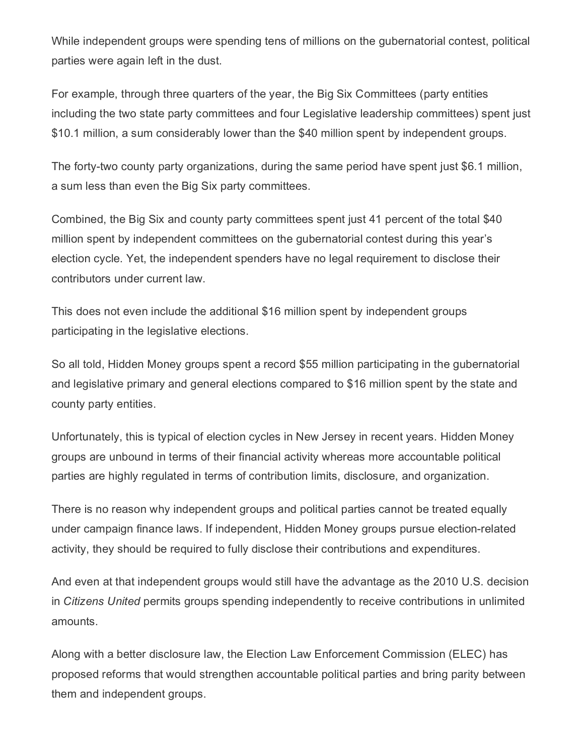While independent groups were spending tens of millions on the gubernatorial contest, political parties were again left in the dust.

For example, through three quarters of the year, the Big Six Committees (party entities including the two state party committees and four Legislative leadership committees) spent just $10.1 million, a sum considerably lower than the $40 million spent by independent groups.

The forty-two county party organizations, during the same period have spent just $6.1 million, a sum less than even the Big Six party committees.

Combined, the Big Six and county party committees spent just 41 percent of the total $40 million spent by independent committees on the gubernatorial contest during this year's election cycle. Yet, the independent spenders have no legal requirement to disclose their contributors under current law.

This does not even include the additional $16 million spent by independent groups participating in the legislative elections.

So all told, Hidden Money groups spent a record $55 million participating in the gubernatorial and legislative primary and general elections compared to $16 million spent by the state and county party entities.

Unfortunately, this is typical of election cycles in New Jersey in recent years. Hidden Money groups are unbound in terms of their financial activity whereas more accountable political parties are highly regulated in terms of contribution limits, disclosure, and organization.

There is no reason why independent groups and political parties cannot be treated equally under campaign finance laws. If independent, Hidden Money groups pursue election-related activity, they should be required to fully disclose their contributions and expenditures.

And even at that independent groups would still have the advantage as the 2010 U.S. decision in *Citizens United* permits groups spending independently to receive contributions in unlimited amounts.

Along with a better disclosure law, the Election Law Enforcement Commission (ELEC) has proposed reforms that would strengthen accountable political parties and bring parity between them and independent groups.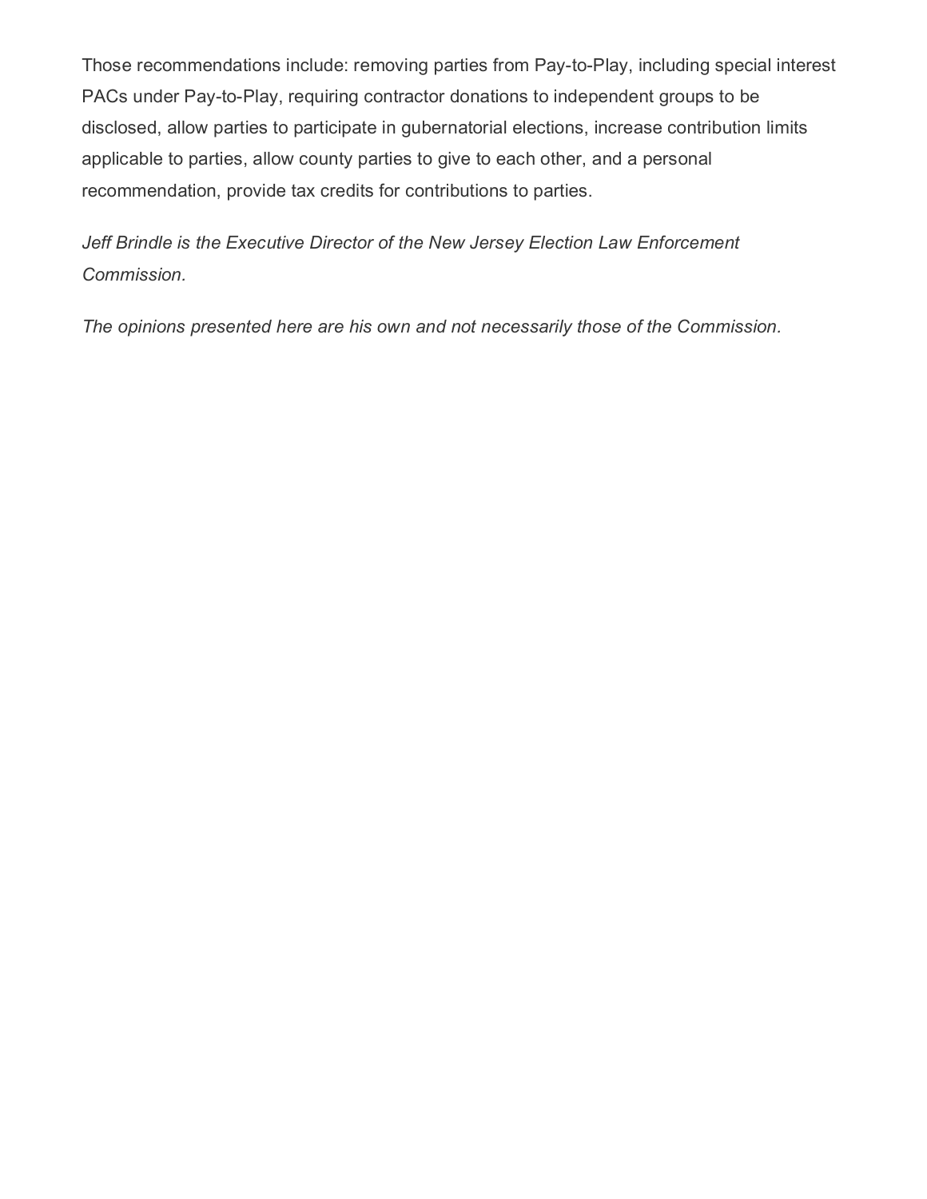Those recommendations include: removing parties from Pay-to-Play, including special interest PACs under Pay-to-Play, requiring contractor donations to independent groups to be disclosed, allow parties to participate in gubernatorial elections, increase contribution limits applicable to parties, allow county parties to give to each other, and a personal recommendation, provide tax credits for contributions to parties.

*Jeff Brindle is the Executive Director of the New Jersey Election Law Enforcement Commission.*

*The opinions presented here are his own and not necessarily those of the Commission.*